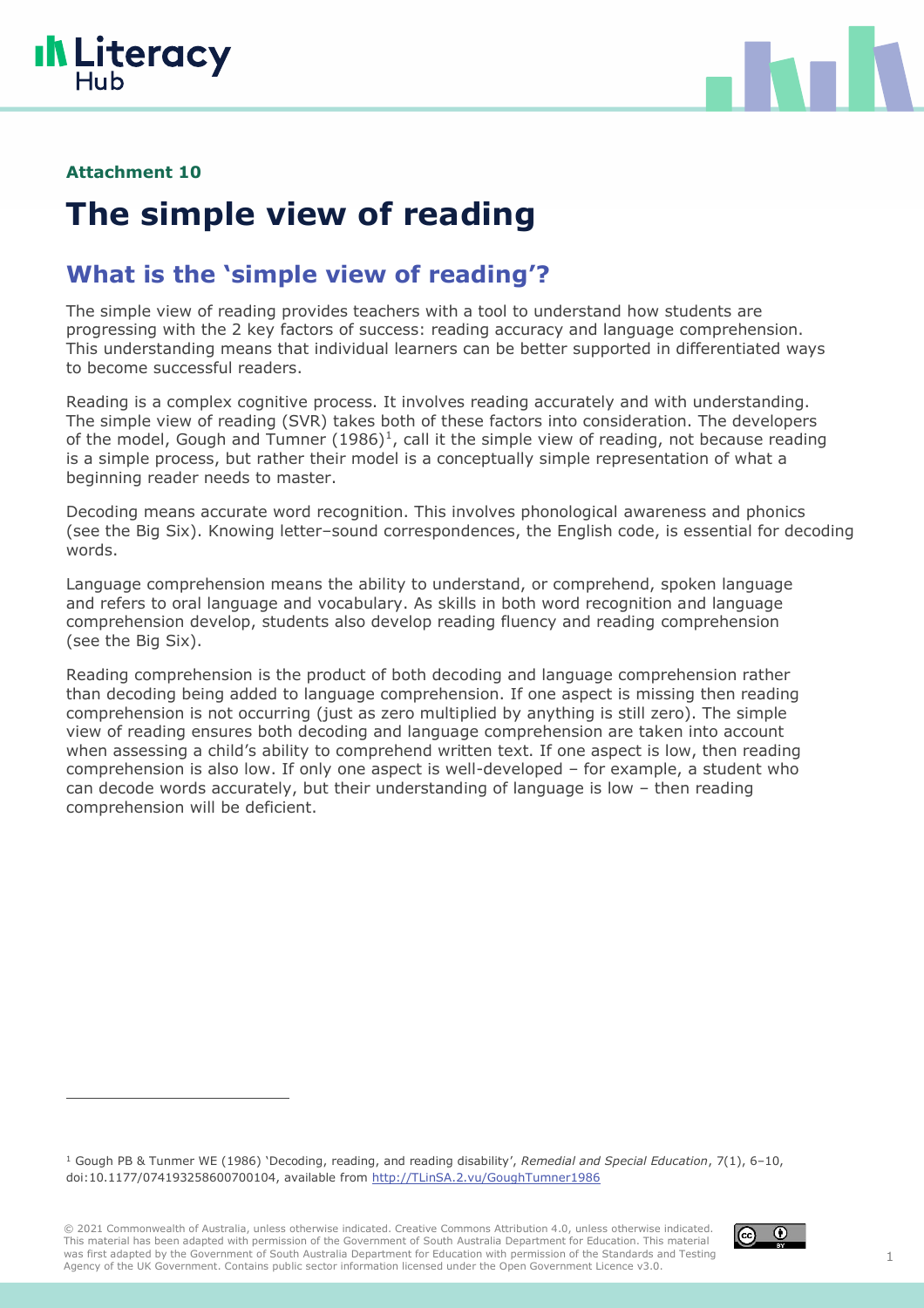**Attachment 10**

# The simple view of reading

## What is the 'simple view of reading'?

The simple view of reading provides teachers with a tool to understand how students are progressing with the 2 key factors of success: reading accuracy and language comprehension. This understanding means that individual learners can be better supported in differentiated ways to become successful readers.

Reading is a complex cognitive process. It involves reading accurately and with understanding. The simple view of reading (SVR) takes both of these factors into consideration. The developers of the model, Gough and Tumner (1986)[1], call it the simple view of reading, not because reading is a simple process, but rather their model is a conceptually simple representation of what a beginning reader needs to master.

Decoding means accurate word recognition. This involves phonological awareness and phonics (see the Big Six). Knowing letter–sound correspondences, the English code, is essential for decoding words.

Language comprehension means the ability to understand, or comprehend, spoken language and refers to oral language and vocabulary. As skills in both word recognition and language comprehension develop, students also develop reading fluency and reading comprehension (see the Big Six).

Reading comprehension is the product of both decoding and language comprehension rather than decoding being added to language comprehension. If one aspect is missing then reading comprehension is not occurring (just as zero multiplied by anything is still zero). The simple view of reading ensures both decoding and language comprehension are taken into account when assessing a child's ability to comprehend written text. If one aspect is low, then reading comprehension is also low. If only one aspect is well-developed – for example, a student who can decode words accurately, but their understanding of language is low – then reading comprehension will be deficient.

[1] Gough PB & Tunmer WE (1986) 'Decoding, reading, and reading disability', *Remedial and Special Education*, 7(1), 6–10, doi:10.1177/074193258600700104, available from http://TLinSA.2.vu/GoughTumner1986

© 2021 Commonwealth of Australia, unless otherwise indicated. Creative Commons Attribution 4.0, unless otherwise indicated. This material has been adapted with permission of the Government of South Australia Department for Education. This material was first adapted by the Government of South Australia Department for Education with permission of the Standards and Testing Agency of the UK Government. Contains public sector information licensed under the Open Government Licence v3.0.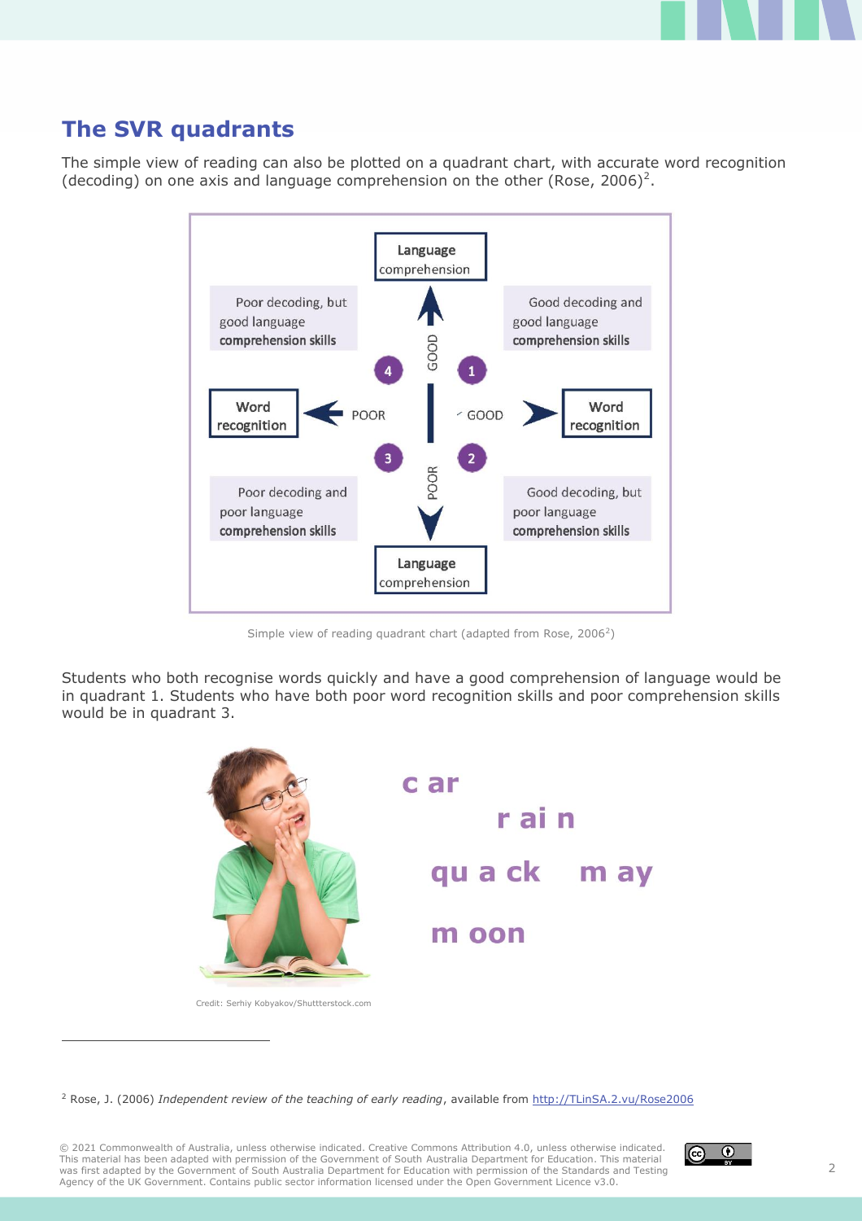## The SVR quadrants

The simple view of reading can also be plotted on a quadrant chart, with accurate word recognition (decoding) on one axis and language comprehension on the other (Rose, 2006)[2].

Language comprehension

Poor decoding, but good language comprehension skills

Good decoding and good language comprehension skills

4

1

GOOD

Word recognition

POOR

GOOD

Word recognition

3

2

POOR

Poor decoding and poor language comprehension skills

Good decoding, but poor language comprehension skills

Language comprehension

Simple view of reading quadrant chart (adapted from Rose, 2006[2])

Students who both recognise words quickly and have a good comprehension of language would be in quadrant 1. Students who have both poor word recognition skills and poor comprehension skills would be in quadrant 3.

c ar

r ai n

qu a ck

m ay

m oon

Credit: Serhiy Kobyakov/Shuttterstock.com

[2] Rose, J. (2006) *Independent review of the teaching of early reading*, available from http://TLinSA.2.vu/Rose2006

© 2021 Commonwealth of Australia, unless otherwise indicated. Creative Commons Attribution 4.0, unless otherwise indicated. This material has been adapted with permission of the Government of South Australia Department for Education. This material was first adapted by the Government of South Australia Department for Education with permission of the Standards and Testing Agency of the UK Government. Contains public sector information licensed under the Open Government Licence v3.0.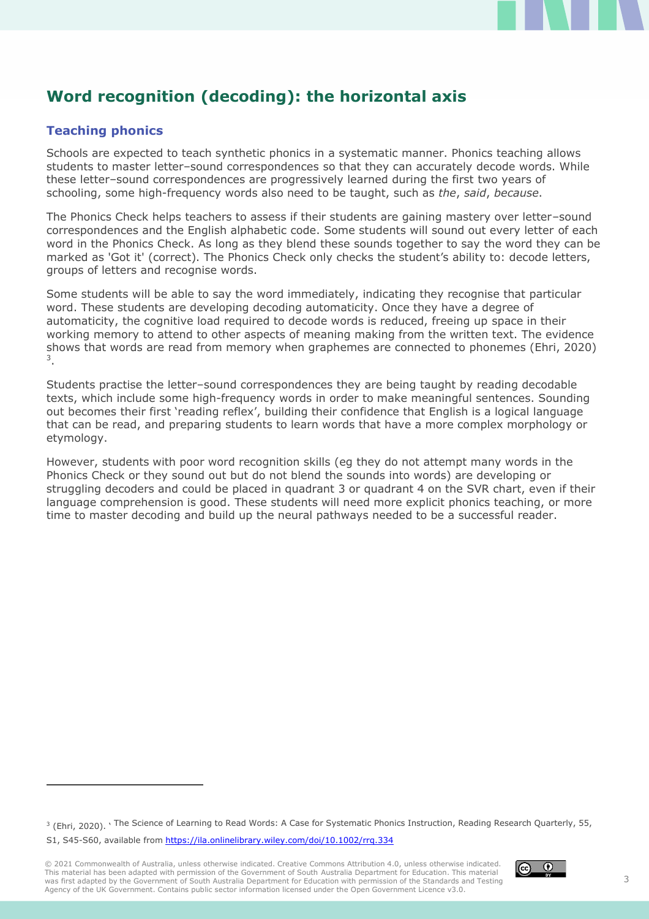## Word recognition (decoding): the horizontal axis

### Teaching phonics

Schools are expected to teach synthetic phonics in a systematic manner. Phonics teaching allows students to master letter–sound correspondences so that they can accurately decode words. While these letter–sound correspondences are progressively learned during the first two years of schooling, some high-frequency words also need to be taught, such as *the*, *said*, *because*.

The Phonics Check helps teachers to assess if their students are gaining mastery over letter–sound correspondences and the English alphabetic code. Some students will sound out every letter of each word in the Phonics Check. As long as they blend these sounds together to say the word they can be marked as 'Got it' (correct). The Phonics Check only checks the student's ability to: decode letters, groups of letters and recognise words.

Some students will be able to say the word immediately, indicating they recognise that particular word. These students are developing decoding automaticity. Once they have a degree of automaticity, the cognitive load required to decode words is reduced, freeing up space in their working memory to attend to other aspects of meaning making from the written text. The evidence shows that words are read from memory when graphemes are connected to phonemes (Ehri, 2020) [3].

Students practise the letter–sound correspondences they are being taught by reading decodable texts, which include some high-frequency words in order to make meaningful sentences. Sounding out becomes their first 'reading reflex', building their confidence that English is a logical language that can be read, and preparing students to learn words that have a more complex morphology or etymology.

However, students with poor word recognition skills (eg they do not attempt many words in the Phonics Check or they sound out but do not blend the sounds into words) are developing or struggling decoders and could be placed in quadrant 3 or quadrant 4 on the SVR chart, even if their language comprehension is good. These students will need more explicit phonics teaching, or more time to master decoding and build up the neural pathways needed to be a successful reader.

---

[3] (Ehri, 2020). ' The Science of Learning to Read Words: A Case for Systematic Phonics Instruction, Reading Research Quarterly, 55, S1, S45-S60, available from https://ila.onlinelibrary.wiley.com/doi/10.1002/rrq.334

© 2021 Commonwealth of Australia, unless otherwise indicated. Creative Commons Attribution 4.0, unless otherwise indicated. This material has been adapted with permission of the Government of South Australia Department for Education. This material was first adapted by the Government of South Australia Department for Education with permission of the Standards and Testing Agency of the UK Government. Contains public sector information licensed under the Open Government Licence v3.0.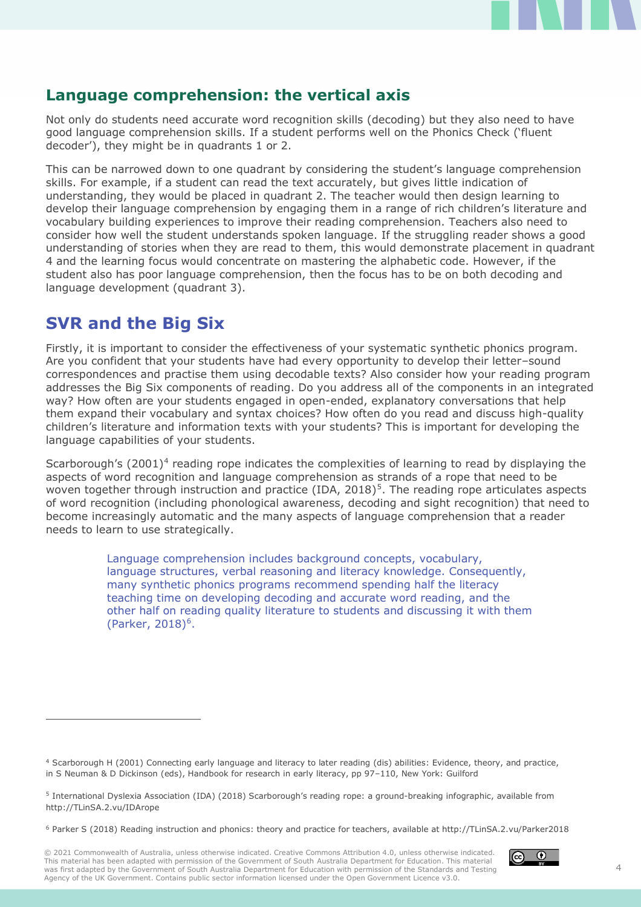## Language comprehension: the vertical axis

Not only do students need accurate word recognition skills (decoding) but they also need to have good language comprehension skills. If a student performs well on the Phonics Check ('fluent decoder'), they might be in quadrants 1 or 2.

This can be narrowed down to one quadrant by considering the student's language comprehension skills. For example, if a student can read the text accurately, but gives little indication of understanding, they would be placed in quadrant 2. The teacher would then design learning to develop their language comprehension by engaging them in a range of rich children's literature and vocabulary building experiences to improve their reading comprehension. Teachers also need to consider how well the student understands spoken language. If the struggling reader shows a good understanding of stories when they are read to them, this would demonstrate placement in quadrant 4 and the learning focus would concentrate on mastering the alphabetic code. However, if the student also has poor language comprehension, then the focus has to be on both decoding and language development (quadrant 3).

## SVR and the Big Six

Firstly, it is important to consider the effectiveness of your systematic synthetic phonics program. Are you confident that your students have had every opportunity to develop their letter–sound correspondences and practise them using decodable texts? Also consider how your reading program addresses the Big Six components of reading. Do you address all of the components in an integrated way? How often are your students engaged in open-ended, explanatory conversations that help them expand their vocabulary and syntax choices? How often do you read and discuss high-quality children's literature and information texts with your students? This is important for developing the language capabilities of your students.

Scarborough's (2001)[4] reading rope indicates the complexities of learning to read by displaying the aspects of word recognition and language comprehension as strands of a rope that need to be woven together through instruction and practice (IDA, 2018)[5]. The reading rope articulates aspects of word recognition (including phonological awareness, decoding and sight recognition) that need to become increasingly automatic and the many aspects of language comprehension that a reader needs to learn to use strategically.

> Language comprehension includes background concepts, vocabulary, language structures, verbal reasoning and literacy knowledge. Consequently, many synthetic phonics programs recommend spending half the literacy teaching time on developing decoding and accurate word reading, and the other half on reading quality literature to students and discussing it with them (Parker, 2018)[6].

---

[4] Scarborough H (2001) Connecting early language and literacy to later reading (dis) abilities: Evidence, theory, and practice, in S Neuman & D Dickinson (eds), Handbook for research in early literacy, pp 97–110, New York: Guilford

[5] International Dyslexia Association (IDA) (2018) Scarborough's reading rope: a ground-breaking infographic, available from http://TLinSA.2.vu/IDArope

[6] Parker S (2018) Reading instruction and phonics: theory and practice for teachers, available at http://TLinSA.2.vu/Parker2018

© 2021 Commonwealth of Australia, unless otherwise indicated. Creative Commons Attribution 4.0, unless otherwise indicated. This material has been adapted with permission of the Government of South Australia Department for Education. This material was first adapted by the Government of South Australia Department for Education with permission of the Standards and Testing Agency of the UK Government. Contains public sector information licensed under the Open Government Licence v3.0.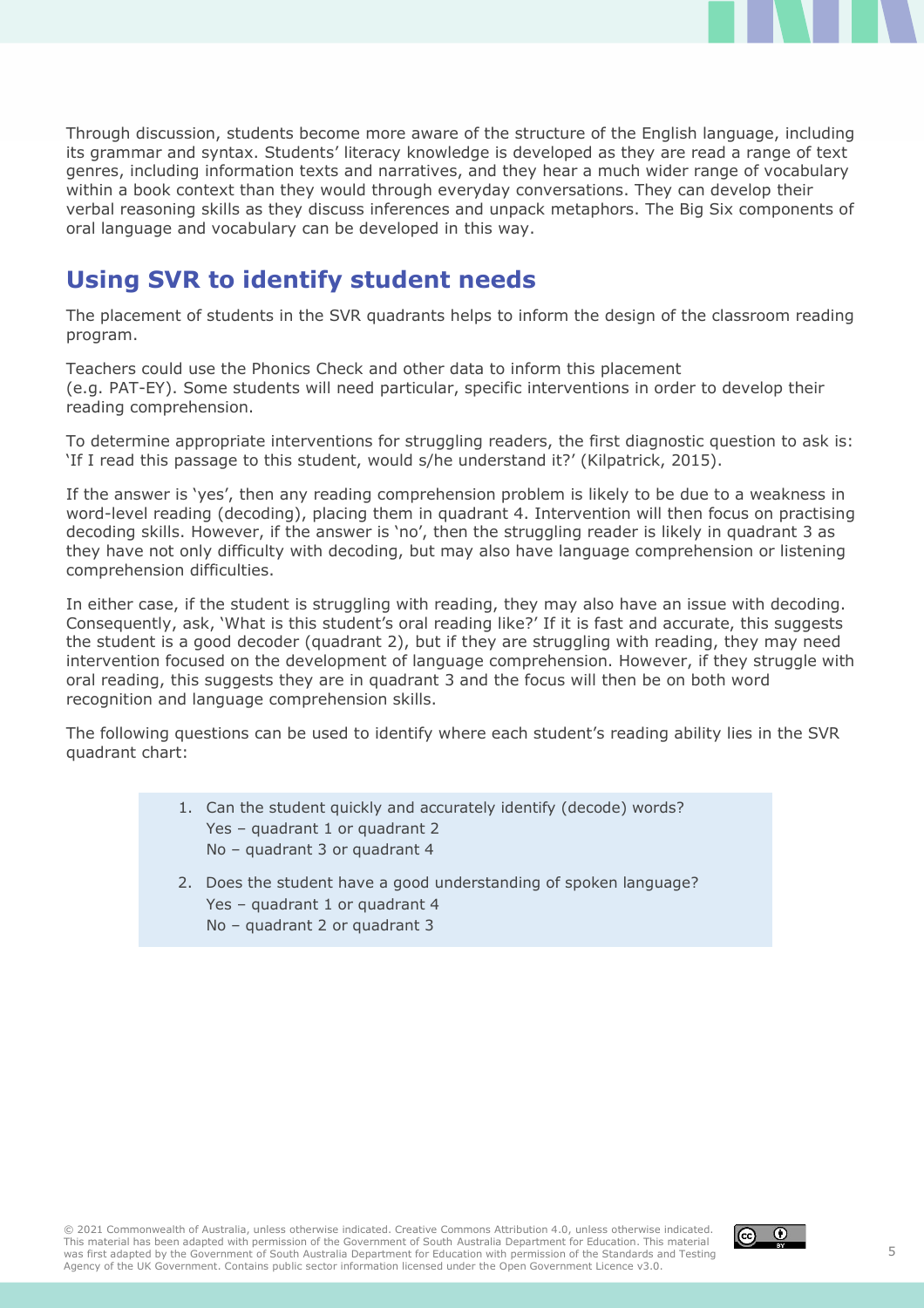Through discussion, students become more aware of the structure of the English language, including its grammar and syntax. Students' literacy knowledge is developed as they are read a range of text genres, including information texts and narratives, and they hear a much wider range of vocabulary within a book context than they would through everyday conversations. They can develop their verbal reasoning skills as they discuss inferences and unpack metaphors. The Big Six components of oral language and vocabulary can be developed in this way.

## Using SVR to identify student needs

The placement of students in the SVR quadrants helps to inform the design of the classroom reading program.

Teachers could use the Phonics Check and other data to inform this placement (e.g. PAT-EY). Some students will need particular, specific interventions in order to develop their reading comprehension.

To determine appropriate interventions for struggling readers, the first diagnostic question to ask is: 'If I read this passage to this student, would s/he understand it?' (Kilpatrick, 2015).

If the answer is 'yes', then any reading comprehension problem is likely to be due to a weakness in word-level reading (decoding), placing them in quadrant 4. Intervention will then focus on practising decoding skills. However, if the answer is 'no', then the struggling reader is likely in quadrant 3 as they have not only difficulty with decoding, but may also have language comprehension or listening comprehension difficulties.

In either case, if the student is struggling with reading, they may also have an issue with decoding. Consequently, ask, 'What is this student's oral reading like?' If it is fast and accurate, this suggests the student is a good decoder (quadrant 2), but if they are struggling with reading, they may need intervention focused on the development of language comprehension. However, if they struggle with oral reading, this suggests they are in quadrant 3 and the focus will then be on both word recognition and language comprehension skills.

The following questions can be used to identify where each student's reading ability lies in the SVR quadrant chart:

1. Can the student quickly and accurately identify (decode) words?
   Yes – quadrant 1 or quadrant 2
   No – quadrant 3 or quadrant 4
2. Does the student have a good understanding of spoken language?
   Yes – quadrant 1 or quadrant 4
   No – quadrant 2 or quadrant 3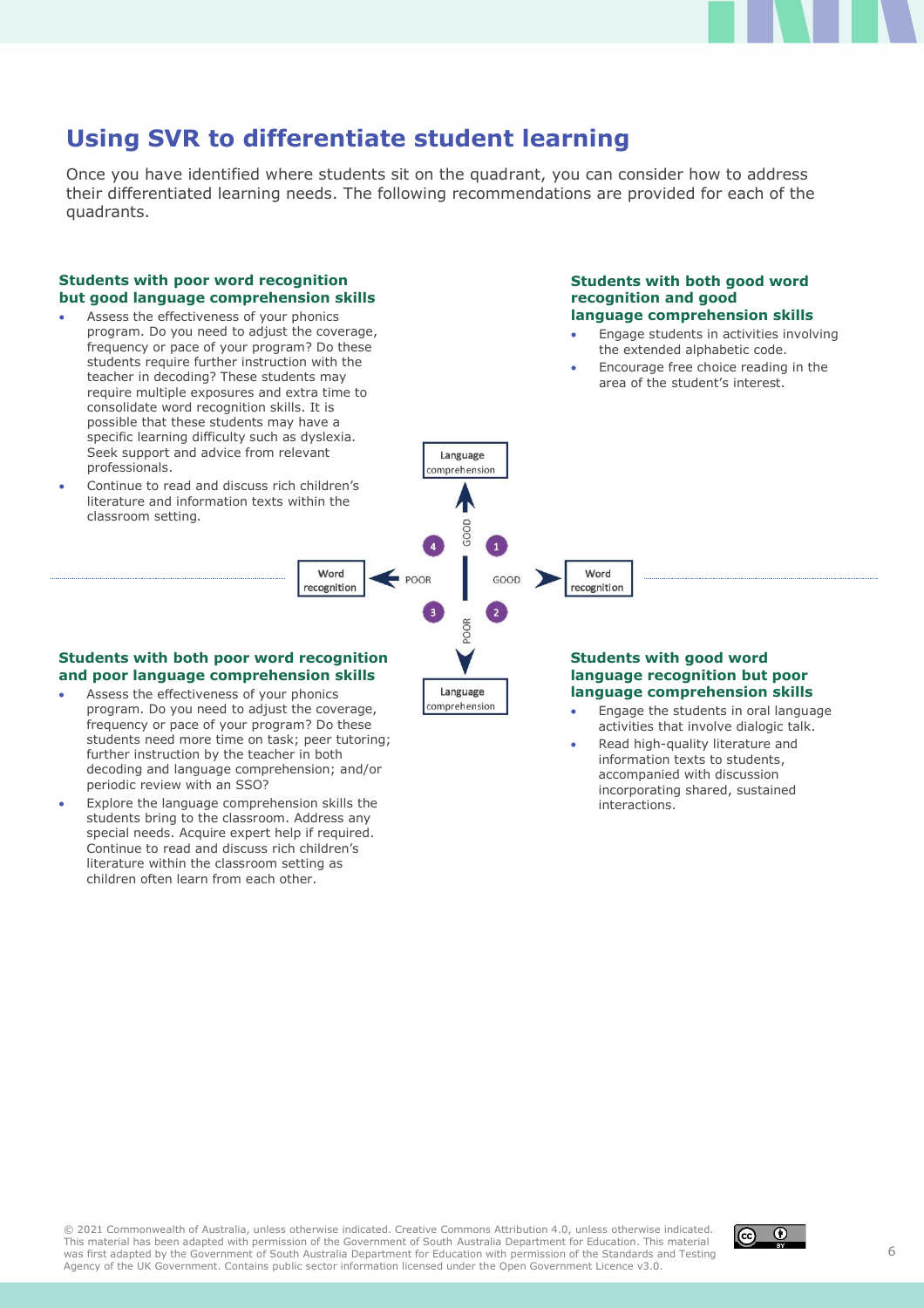# Using SVR to differentiate student learning

Once you have identified where students sit on the quadrant, you can consider how to address their differentiated learning needs. The following recommendations are provided for each of the quadrants.

### Students with poor word recognition but good language comprehension skills

- Assess the effectiveness of your phonics program. Do you need to adjust the coverage, frequency or pace of your program? Do these students require further instruction with the teacher in decoding? These students may require multiple exposures and extra time to consolidate word recognition skills. It is possible that these students may have a specific learning difficulty such as dyslexia. Seek support and advice from relevant professionals.
- Continue to read and discuss rich children's literature and information texts within the classroom setting.

### Students with both good word recognition and good language comprehension skills

- Engage students in activities involving the extended alphabetic code.
- Encourage free choice reading in the area of the student's interest.

Language comprehension

GOOD

4 1

Word recognition POOR GOOD Word recognition

3 2

POOR

Language comprehension

### Students with both poor word recognition and poor language comprehension skills

- Assess the effectiveness of your phonics program. Do you need to adjust the coverage, frequency or pace of your program? Do these students need more time on task; peer tutoring; further instruction by the teacher in both decoding and language comprehension; and/or periodic review with an SSO?
- Explore the language comprehension skills the students bring to the classroom. Address any special needs. Acquire expert help if required. Continue to read and discuss rich children's literature within the classroom setting as children often learn from each other.

### Students with good word language recognition but poor language comprehension skills

- Engage the students in oral language activities that involve dialogic talk.
- Read high-quality literature and information texts to students, accompanied with discussion incorporating shared, sustained interactions.

© 2021 Commonwealth of Australia, unless otherwise indicated. Creative Commons Attribution 4.0, unless otherwise indicated. This material has been adapted with permission of the Government of South Australia Department for Education. This material was first adapted by the Government of South Australia Department for Education with permission of the Standards and Testing Agency of the UK Government. Contains public sector information licensed under the Open Government Licence v3.0.